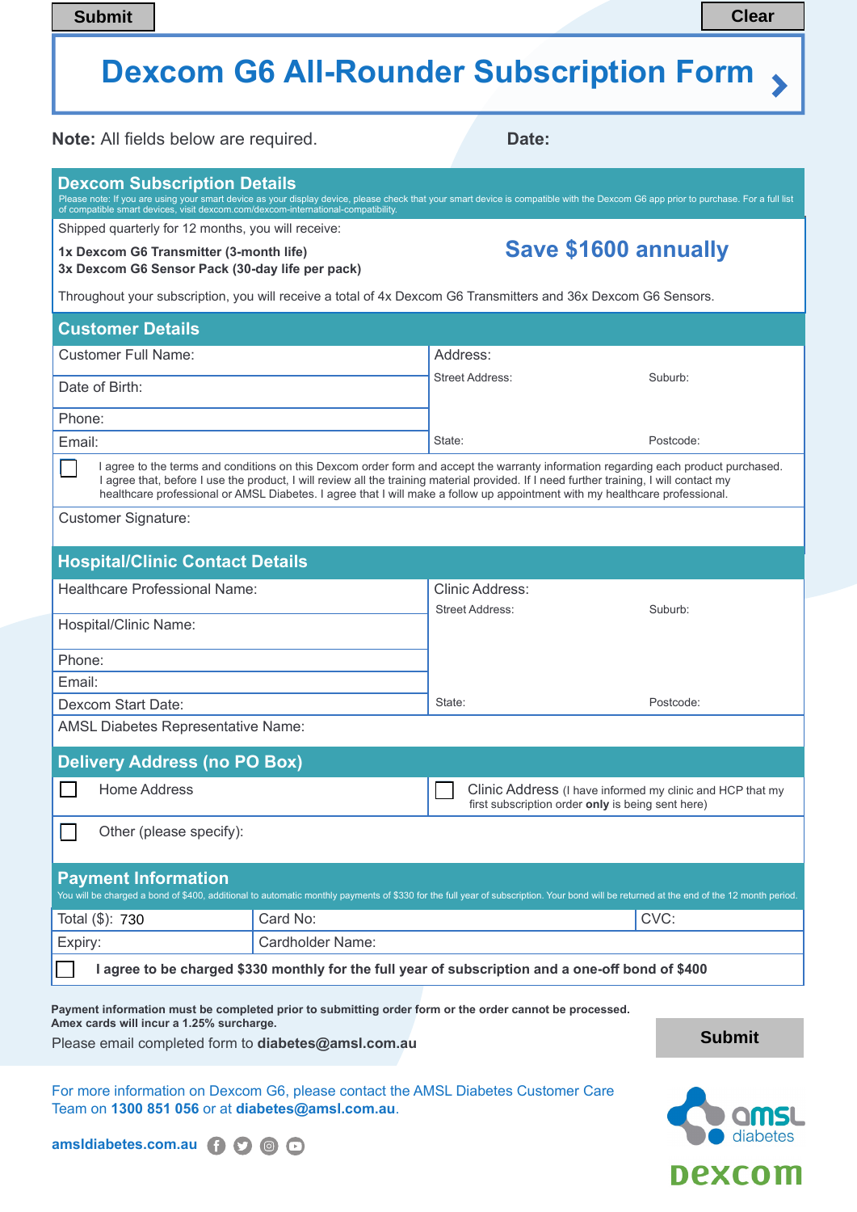Submit | Clear

# Dexcom G6 All-Rounder Subscription Form

**Note:** All fields below are required.

**Date:**

## Dexcom Subscription Details

Please note: If you are using your smart device as your display device, please check that your smart device is compatible with the Dexcom G6 app prior to purchase. For a full list of compatible smart devices, visit dexcom.com/dexcom-international-compatibility.

Shipped quarterly for 12 months, you will receive:

**1x Dexcom G6 Transmitter (3-month life)**
**3x Dexcom G6 Sensor Pack (30-day life per pack)**

**Save $1600 annually**

Throughout your subscription, you will receive a total of 4x Dexcom G6 Transmitters and 36x Dexcom G6 Sensors.

## Customer Details

| | |
|---|---|
| Customer Full Name: | Address: |
| Date of Birth: | Street Address: Suburb: |
| Phone: | |
| Email: | State: Postcode: |

☐ I agree to the terms and conditions on this Dexcom order form and accept the warranty information regarding each product purchased. I agree that, before I use the product, I will review all the training material provided. If I need further training, I will contact my healthcare professional or AMSL Diabetes. I agree that I will make a follow up appointment with my healthcare professional.

Customer Signature:

## Hospital/Clinic Contact Details

| | |
|---|---|
| Healthcare Professional Name: | Clinic Address: |
| Hospital/Clinic Name: | Street Address: Suburb: |
| Phone: | |
| Email: | |
| Dexcom Start Date: | State: Postcode: |
| AMSL Diabetes Representative Name: | |

## Delivery Address (no PO Box)

☐ Home Address

☐ Clinic Address (I have informed my clinic and HCP that my first subscription order **only** is being sent here)

☐ Other (please specify):

## Payment Information

You will be charged a bond of $400, additional to automatic monthly payments of $330 for the full year of subscription. Your bond will be returned at the end of the 12 month period.

| | | |
|---|---|---|
| Total ($): 730 | Card No: | CVC: |
| Expiry: | Cardholder Name: | |

☐ **I agree to be charged $330 monthly for the full year of subscription and a one-off bond of $400**

**Payment information must be completed prior to submitting order form or the order cannot be processed.**
**Amex cards will incur a 1.25% surcharge.**

Please email completed form to **diabetes@amsl.com.au**

Submit

For more information on Dexcom G6, please contact the AMSL Diabetes Customer Care Team on **1300 851 056** or at **diabetes@amsl.com.au**.

**amsldiabetes.com.au**

amsl diabetes

dexcom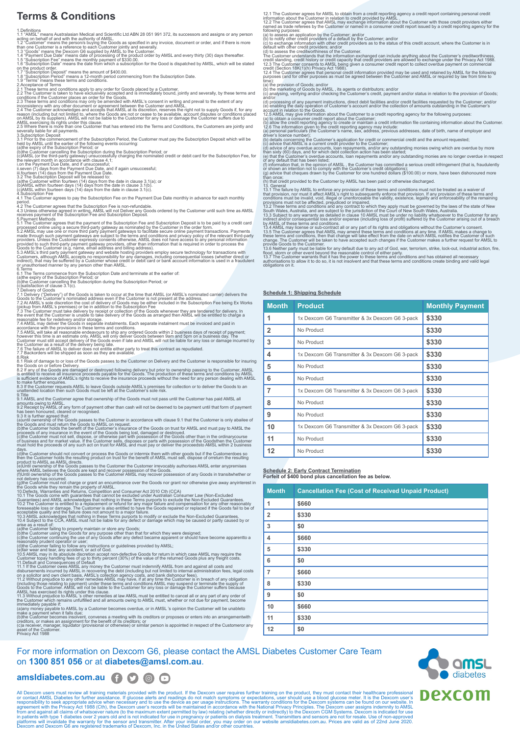# Terms & Conditions

1.Definitions
1.1 "AMSL" means Australasian Medical and Scientific Ltd ABN 28 051 991 372, its successors and assigns or any person acting on behalf of and with the authority of AMSL.
1.2 "Customer" means the person/s buying the Goods as specified in any invoice, document or order, and if there is more than one Customer is a reference to each Customer jointly and severally.
1.3 "Goods" means the Dexcom G6 supplied by AMSL to the Customer.
1.4 "Payment Due Date" means date of processing of the product order by AMSL and every thirty (30) days thereafter.
1.5 "Subscription Fee" means the monthly payment of $330.00.
1.6 "Subscription Date" means the date from which a subscription for the Good is dispatched by AMSL, which will be stated on the product order.
1.7 "Subscription Deposit" means the amount of $400.00.
1.8 "Subscription Period" means a 12-month period commencing from the Subscription Date.
1.9 "Terms" means these terms and conditions.
2.Acceptance of Terms
2.1 These terms and conditions apply to any order for Goods placed by a Customer.
2.2 The Customer is taken to have exclusively accepted and is immediately bound, jointly and severally, by these terms and conditions if the Customer places an order for the Goods.
2.3 These terms and conditions may only be amended with AMSL's consent in writing and prevail to the extent of any inconsistency with any other document or agreement between the Customer and AMSL.
2.4 The Customer acknowledges and accepts that AMSL at its discretion, reserves the right not to supply Goods if, for any reason (including but not limited to, where the Goods are not or cease to be available, account disputes or conditions placed on AMSL by its suppliers). AMSL will not be liable to the Customer for any loss or damage the Customer suffers due to AMSL exercising its rights under this clause.
2.5 Where there is more than one Customer that has entered into the Terms and Conditions, the Customers are jointly and severally liable for all payments.
3.Subscription Deposit
3.1 Prior to the commencement of the Subscription Period, the Customer must pay the Subscription Deposit which will be held by AMSL until the earlier of the following events occurring:
(a)the expiry of the Subscription Period; or
(b)the Customer cancelling the Subscription during the Subscription Period; or
(c)AMSL (or the third-party gateway) unsuccessfully charging the nominated credit or debit card for the Subscription Fee, for the relevant month in accordance with clause 4.1;
i.on the Payment Due Date, and if unsuccessful;
ii.seven (7) days from the Payment Due Date, and if again unsuccessful;
iii.fourteen (14) days from the Payment Due Date.
3.2 The Subscription Deposit will be released to:
(a)the Customer within fourteen (14) days from the date in clause 3.1(a); or
(b)AMSL within fourteen days (14) days from the date in clause 3.1(b).
(c)AMSL within fourteen days (14) days from the date in clause 3.1(c).
4.Subscription Fee
4.1 The Customer agrees to pay the Subscription Fee on the Payment Due Date monthly in advance for each monthly period.
4.2 The Customer agrees that the Subscription Fee is non-refundable.
4.3 Unless otherwise agreed in writing, AMSL will not Deliver any Goods ordered by the Customer until such time as AMSL receives payment of the Subscription Fee and Subscription Deposit.
5.Payment Methods
5.1 The Customer agrees that the payment of the Subscription Fee and Subscription Deposit is to be paid by a credit card processed online using a secure third-party gateway as nominated by the Customer in the order form.
5.2 AMSL may use one or more third party payment gateways to facilitate secure online payment transactions. Payments made through such payment gateways are subject to the terms and conditions and privacy policy of the relevant third-party providers. Unless the Customer expressly consents otherwise, AMSL does not have access to any personal information provided to such third-party payment gateway providers, other than information that is required in order to process the Goods to the Customer (e.g. name, email address and billing address).
5.3 AMSL's third party payment gateway and website hosting providers employ secure technology for transactions with Customers, although AMSL accepts no responsibility for any damages, including consequential losses (whether direct or indirect), that may be suffered by a Customer whose credit or debit card or bank account information is used in a fraudulent or unauthorised manner by any person other than AMSL.
6.Terms
6.1 The Terms commence from the Subscription Date and terminate at the earlier of:
(a)the expiry of the Subscription Period; or
(b)the Customer cancelling the Subscription during the Subscription Period; or
(c)satisfaction of clause 3.1(c).
7.Delivery of Goods
7.1 Delivery ("Delivery") of the Goods is taken to occur at the time that AMSL (or AMSL's nominated carrier) delivers the Goods to the Customer's nominated address even if the Customer is not present at the address.
7.2 At AMSL's sole discretion the cost of delivery of Goods may be either included in the Subscription Fee being Ex Works (pickup from AMSL's premises) or be in addition to the Subscription Fee
7.3 The Customer must take delivery by receipt or collection of the Goods whenever they are tendered for delivery. In the event that the Customer is unable to take delivery of the Goods as arranged then AMSL will be entitled to charge a reasonable fee for redelivery and/or storage.
7.4 AMSL may deliver the Goods in separate instalments. Each separate instalment must be invoiced and paid in accordance with the provisions in these terms and conditions.
7.5 AMSL will take all reasonable endeavours to ship any ordered Goods within 2 business days of receipt of payment; however this time is an estimate only. AMSL will only deliver Goods between 9am and 5pm on a business day. The Customer must still accept delivery of the Goods even if late and AMSL will not be liable for any loss or damage incurred by the Customer as a result of the delivery being late.
7.6 The failure of AMSL to deliver does not entitle either party to treat this contract as repudiated.
7.7 Backorders will be shipped as soon as they are available.
8.Risk
8.1 Risk of damage to or loss of the Goods passes to the Customer on Delivery and the Customer is responsible for insuring the Goods on or before Delivery.
8.2 If any of the Goods are damaged or destroyed following delivery but prior to ownership passing to the Customer, AMSL is entitled to receive all insurance proceeds payable for the Goods. The production of these terms and conditions by AMSL is sufficient evidence of AMSL's rights to receive the insurance proceeds without the need for any person dealing with AMSL to make further enquiries.
8.3 If the Customer requests AMSL to leave Goods outside AMSL's premises for collection or to deliver the Goods to an unattended location then such Goods must be left at the Customer's sole risk.
9.Title
9.1 AMSL and the Customer agree that ownership of the Goods must not pass until the Customer has paid AMSL all amounts owing to AMSL.
9.2 Receipt by AMSL of any form of payment other than cash will not be deemed to be payment until that form of payment has been honoured, cleared or recognised.
9.3 It is further agreed that:
(a)until ownership of the Goods passes to the Customer in accordance with clause 9.1 that the Customer is only abailee of the Goods and must return the Goods to AMSL on request.
(b)the Customer holds the benefit of the Customer's insurance of the Goods on trust for AMSL and must pay to AMSL the proceeds of any insurance in the event of the Goods being lost, damaged or destroyed.
(c)the Customer must not sell, dispose, or otherwise part with possession of the Goods other than in the ordinarycourse of business and for market value. If the Customer sells, disposes or parts with possession of the Goodsthen the Customer must hold the proceeds of any such act on trust for AMSL and must pay or deliver the proceedsto AMSL within 2 business days.
(d)the Customer should not convert or process the Goods or intermix them with other goods but if the Customerdoes so then the Customer holds the resulting product on trust for the benefit of AMSL must sell, dispose of orreturn the resulting product to AMSL as AMSL directs.
(e)Until ownership of the Goods passes to the Customer the Customer irrevocably authorises AMSL enter anypremises where AMSL believes the Goods are kept and recover possession of the Goods.
(f)Until ownership of the Goods passes to the Customer AMSL may recover possession of any Goods in transitwhether or not delivery has occurred.
(g)the Customer must not charge or grant an encumbrance over the Goods nor grant nor otherwise give away anyinterest in the Goods while they remain the property of AMSL.
10.Defects, Warranties and Returns, Competition and Consumer Act 2010 Cth (CCA)
10.1 The Goods come with guarantees that cannot be excluded under Australian Consumer Law (Non-Excluded Guarantees) and AMSL acknowledges that nothing in these Terms purports to exclude the Non-Excluded Guarantees.
10.2 The Customer is entitled to a replacement or refund for any major failure and compensation for any other reasonably foreseeable loss or damage. The Customer is also entitled to have the Goods repaired or replaced if the Goods fail to be of acceptable quality and the failure does not amount to a major failure.
10.3 AMSL acknowledges that nothing in these Terms purports to modify or exclude the Non-Excluded Guarantees.
10.4 Subject to the CCA, AMSL must not be liable for any defect or damage which may be caused or partly caused by or arise as a result of:
(a)the Customer failing to properly maintain or store any Goods;
(b)the Customer using the Goods for any purpose other than that for which they were designed;
(c)the Customer continuing the use of any Goods after any defect became apparent or should have become apparentto a reasonably prudent operator or user;
(d)the Customer failing to follow any instructions or guidelines provided by AMSL;
(e)fair wear and tear, any accident, or act of God.
10.5 AMSL may in its absolute discretion accept non-defective Goods for return in which case AMSL may require the Customer topay handling fees of up to thirty percent (30%) of the value of the returned Goods plus any freight costs.
11.Default and Consequences of Default
11.1 If the Customer owes AMSL any money the Customer must indemnify AMSL from and against all costs and disbursements incurred by AMSL in recovering the debt (including but not limited to internal administration fees, legal costs on a solicitor and own client basis, AMSL's collection agency costs, and bank dishonour fees).
11.2 Without prejudice to any other remedies AMSL may have, if at any time the Customer is in breach of any obligation (including those relating to payment) under these terms and conditions AMSL may suspend or terminate the supply of Goods to the Customer. AMSL will not be liable to the Customer for any loss or damage the Customer suffers because AMSL has exercised its rights under this clause.
11.3 Without prejudice to AMSL 's other remedies at law AMSL must be entitled to cancel all or any part of any order of the Customer which remains unfulfilled and all amounts owing to AMSL must, whether or not due for payment, become immediately payable if:
(a)any money payable to AMSL by a Customer becomes overdue, or in AMSL 's opinion the Customer will be unableto make a payment when it falls due;
(b)the Customer becomes insolvent, convenes a meeting with its creditors or proposes or enters into an arrangementwith creditors, or makes an assignment for the benefit of its creditors; or
(c)a receiver, manager, liquidator (provisional or otherwise) or similar person is appointed in respect of the Customeror any asset of the Customer.
Privacy Act 1988

12.1 The Customer agrees for AMSL to obtain from a credit reporting agency a credit report containing personal credit information about the Customer in relation to credit provided by AMSL .
12.2 The Customer agrees that AMSL may exchange information about the Customer with those credit providers either named as trade referees by the Customer or named in a consumer credit report issued by a credit reporting agency for the following purposes:
(a) to assess an application by the Customer; and/or
(b) to notify other credit providers of a default by the Customer; and/or
(c) to exchange information with other credit providers as to the status of this credit account, where the Customer is in default with other credit providers; and/or
(d) to assess the creditworthiness of the Customer.
The Customer understands that the information exchanged can include anything about the Customer's creditworthiness, credit standing, credit history or credit capacity that credit providers are allowed to exchange under the Privacy Act 1988.
12.3 The Customer consents to AMSL being given a consumer credit report to collect overdue payment on commercial credit (Section 18K(1)(h) Privacy Act 1988).
12.4 The Customer agrees that personal credit information provided may be used and retained by AMSL for the following purposes (and for other purposes as must be agreed between the Customer and AMSL or required by law from time to time):
(a) the provision of Goods; and/or
(b) the marketing of Goods by AMSL , its agents or distributors; and/or
(c) analysing, verifying and/or checking the Customer's credit, payment and/or status in relation to the provision of Goods; and/or
(d) processing of any payment instructions, direct debit facilities and/or credit facilities requested by the Customer; and/or
(e) enabling the daily operation of Customer's account and/or the collection of amounts outstanding in the Customer's account in relation to the Goods.
12.5 AMSL may give information about the Customer to a credit reporting agency for the following purposes:
(a) to obtain a consumer credit report about the Customer;
(b) allow the credit reporting agency to create or maintain a credit information file containing information about the Customer.
12.6 The information given to the credit reporting agency may include:
(a) personal particulars (the Customer's name, sex, address, previous addresses, date of birth, name of employer and driver's licence number);
(b) details concerning the Customer's application for credit or commercial credit and the amount requested;
(c) advice that AMSL is a current credit provider to the Customer;
(d) advice of any overdue accounts, loan repayments, and/or any outstanding monies owing which are overdue by more than sixty (60) days, and for which debt collection action has been started;
(e) that the Customer's overdue accounts, loan repayments and/or any outstanding monies are no longer overdue in respect of any default that has been listed;
(f) information that, in the opinion of AMSL , the Customer has committed a serious credit infringement (that is, fraudulently or shown an intention not to comply with the Customer's credit obligations);
(g) advice that cheques drawn by the Customer for one hundred dollars ($100.00) or more, have been dishonoured more than once;
(h) that credit provided to the Customer by AMSL has been paid or otherwise discharged.
13. General
13.1 The failure by AMSL to enforce any provision of these terms and conditions must not be treated as a waiver of that provision, nor must it affect AMSL's right to subsequently enforce that provision. If any provision of these terms and conditions must be invalid, void, illegal or unenforceable the validity, existence, legality and enforceability of the remaining provisions must not be affected, prejudiced or impaired.
13.2 These terms and conditions and any contract to which they apply must be governed by the laws of the state of New South Wales, Australia, and are subject to the jurisdiction of the Court of New South Wales, Australia.
13.3 Subject to any warranty as detailed in clause 10 AMSL must be under no liability whatsoever to the Customer for any indirect and/or consequential loss and/or expense (including loss of profit) suffered by the Customer arising out of a breach by AMSL of these terms and conditions.
13.4 AMSL may license or sub-contract all or any part of its rights and obligations without the Customer's consent.
13.5 The Customer agrees that AMSL may amend these terms and conditions at any time. If AMSL makes a change to these terms and conditions, then that change will take effect from the date on which AMSL notifies the Customer of such change. The Customer will be taken to have accepted such changes if the Customer makes a further request for AMSL to provide Goods to the Customer.
13.6 Neither party must be liable for any default due to any act of God, war, terrorism, strike, lock-out, industrial action, fire, flood, storm or other event beyond the reasonable control of either party.
13.7 The Customer warrants that it has the power to enter into these terms and conditions and has obtained all necessary authorisations to allow it to do so, it is not insolvent and that these terms and conditions create binding and valid legal obligations on it.

**Schedule 1: Shipping Schedule**

| Month | Product | Monthly Payment |
|---|---|---|
| 1 | 1x Dexcom G6 Transmitter & 3x Dexcom G6 3-pack | $330 |
| 2 | No Product | $330 |
| 3 | No Product | $330 |
| 4 | 1x Dexcom G6 Transmitter & 3x Dexcom G6 3-pack | $330 |
| 5 | No Product | $330 |
| 6 | No Product | $330 |
| 7 | 1x Dexcom G6 Transmitter & 3x Dexcom G6 3-pack | $330 |
| 8 | No Product | $330 |
| 9 | No Product | $330 |
| 10 | 1x Dexcom G6 Transmitter & 3x Dexcom G6 3-pack | $330 |
| 11 | No Product | $330 |
| 12 | No Product | $330 |

**Schedule 2: Early Contract Termination**
**Forfeit of $400 bond plus cancellation fee as below.**

| Month | Cancellation Fee (Cost of Received Unpaid Product) |
|---|---|
| 1 | $660 |
| 2 | $330 |
| 3 | $0 |
| 4 | $660 |
| 5 | $330 |
| 6 | $0 |
| 7 | $660 |
| 8 | $330 |
| 9 | $0 |
| 10 | $660 |
| 11 | $330 |
| 12 | $0 |

For more information on Dexcom G6, please contact the AMSL Diabetes Customer Care Team on **1300 851 056** or at **diabetes@amsl.com.au**.

**amsldiabetes.com.au**

All Dexcom users must review all training materials provided with the product. If the Dexcom user requires further training on the product, they must contact their healthcare professional or contact AMSL Diabetes for further assistance. If glucose alerts and readings do not match symptoms or expectations, user should use a blood glucose meter. It is the Dexcom user's responsibility to seek appropriate advice when necessary and to use the device as per usage instructions. The warranty conditions for the Dexcom systems can be found on our website. In agreement with the Privacy Act 1988 (Cth), the Dexcom user's records will be maintained in accordance with the National Privacy Principles. The Dexcom user assigns indemnity to AMSL from and against all claims of whatsoever nature (to the maximum extent permitted by law) relating (whether directly or indirectly) to the Dexcom CGM Systems. Dexcom is indicated for use in patients with type 1 diabetes over 2 years old and is not indicated for use in pregnancy or patients on dialysis treatment. Transmitters and sensors are not for resale. Use of non-approved platforms will invalidate the warranty for the sensor and transmitter. After your initial order, you may order on our website amsldiabetes.com.au. Prices are valid as of 22nd June 2020. Dexcom and Dexcom G6 are registered trademarks of Dexcom, Inc. in the United States and/or other countries.